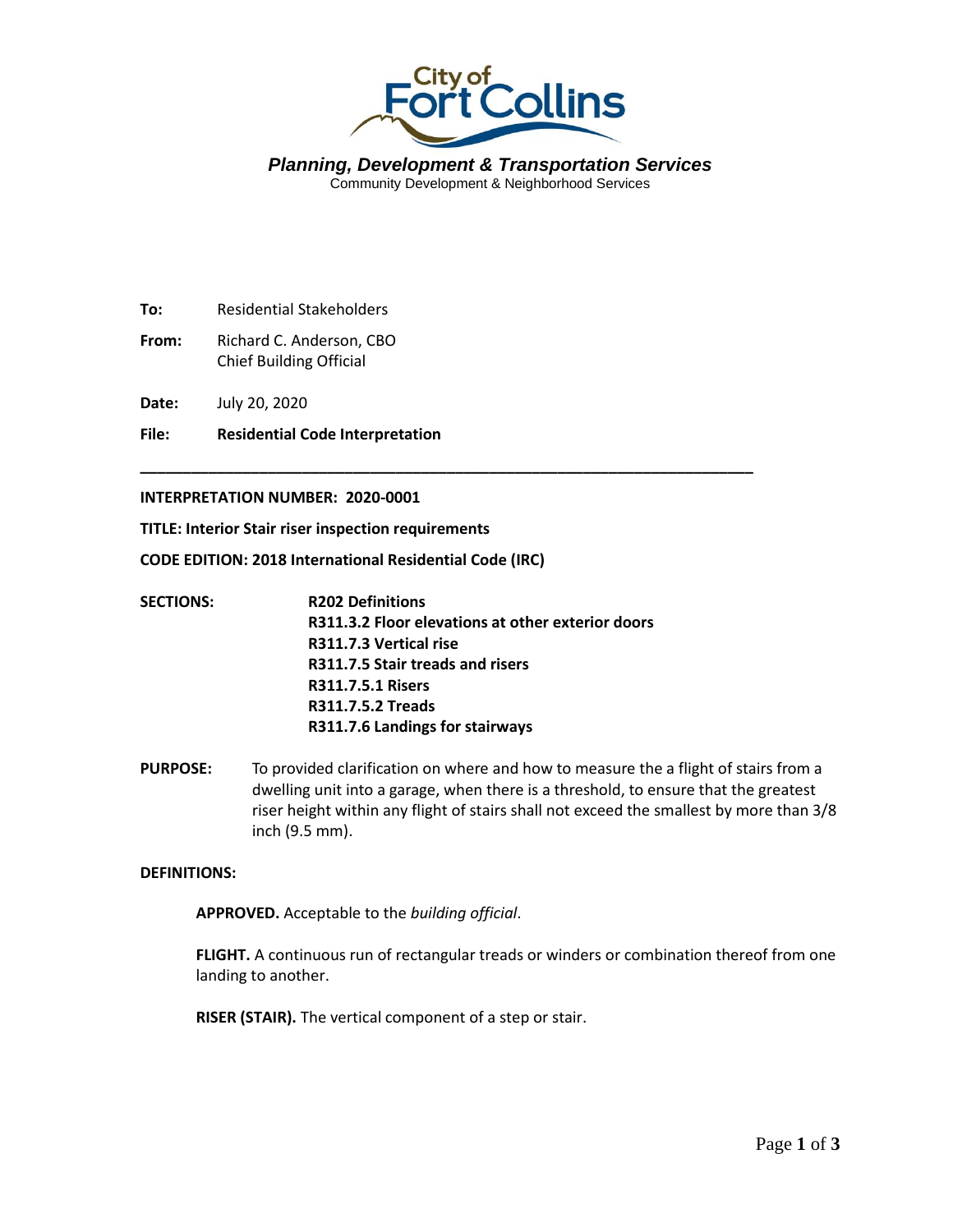City of Fort Collins

*Planning, Development & Transportation Services*
Community Development & Neighborhood Services

**To:** Residential Stakeholders

**From:** Richard C. Anderson, CBO
Chief Building Official

**Date:** July 20, 2020

**File:** **Residential Code Interpretation**

---

**INTERPRETATION NUMBER: 2020-0001**

**TITLE: Interior Stair riser inspection requirements**

**CODE EDITION: 2018 International Residential Code (IRC)**

**SECTIONS:**
**R202 Definitions**
**R311.3.2 Floor elevations at other exterior doors**
**R311.7.3 Vertical rise**
**R311.7.5 Stair treads and risers**
**R311.7.5.1 Risers**
**R311.7.5.2 Treads**
**R311.7.6 Landings for stairways**

**PURPOSE:** To provided clarification on where and how to measure the a flight of stairs from a dwelling unit into a garage, when there is a threshold, to ensure that the greatest riser height within any flight of stairs shall not exceed the smallest by more than 3/8 inch (9.5 mm).

**DEFINITIONS:**

**APPROVED.** Acceptable to the *building official*.

**FLIGHT.** A continuous run of rectangular treads or winders or combination thereof from one landing to another.

**RISER (STAIR).** The vertical component of a step or stair.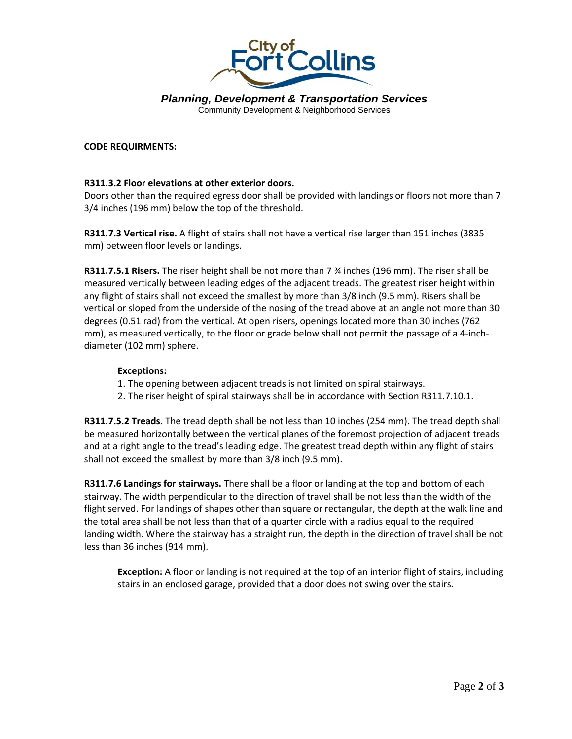**CODE REQUIRMENTS:**

**R311.3.2 Floor elevations at other exterior doors.**
Doors other than the required egress door shall be provided with landings or floors not more than 7 3/4 inches (196 mm) below the top of the threshold.

**R311.7.3 Vertical rise.** A flight of stairs shall not have a vertical rise larger than 151 inches (3835 mm) between floor levels or landings.

**R311.7.5.1 Risers.** The riser height shall be not more than 7 ¾ inches (196 mm). The riser shall be measured vertically between leading edges of the adjacent treads. The greatest riser height within any flight of stairs shall not exceed the smallest by more than 3/8 inch (9.5 mm). Risers shall be vertical or sloped from the underside of the nosing of the tread above at an angle not more than 30 degrees (0.51 rad) from the vertical. At open risers, openings located more than 30 inches (762 mm), as measured vertically, to the floor or grade below shall not permit the passage of a 4-inch-diameter (102 mm) sphere.

**Exceptions:**

1. The opening between adjacent treads is not limited on spiral stairways.
2. The riser height of spiral stairways shall be in accordance with Section R311.7.10.1.

**R311.7.5.2 Treads.** The tread depth shall be not less than 10 inches (254 mm). The tread depth shall be measured horizontally between the vertical planes of the foremost projection of adjacent treads and at a right angle to the tread's leading edge. The greatest tread depth within any flight of stairs shall not exceed the smallest by more than 3/8 inch (9.5 mm).

**R311.7.6 Landings for stairways.** There shall be a floor or landing at the top and bottom of each stairway. The width perpendicular to the direction of travel shall be not less than the width of the flight served. For landings of shapes other than square or rectangular, the depth at the walk line and the total area shall be not less than that of a quarter circle with a radius equal to the required landing width. Where the stairway has a straight run, the depth in the direction of travel shall be not less than 36 inches (914 mm).

**Exception:** A floor or landing is not required at the top of an interior flight of stairs, including stairs in an enclosed garage, provided that a door does not swing over the stairs.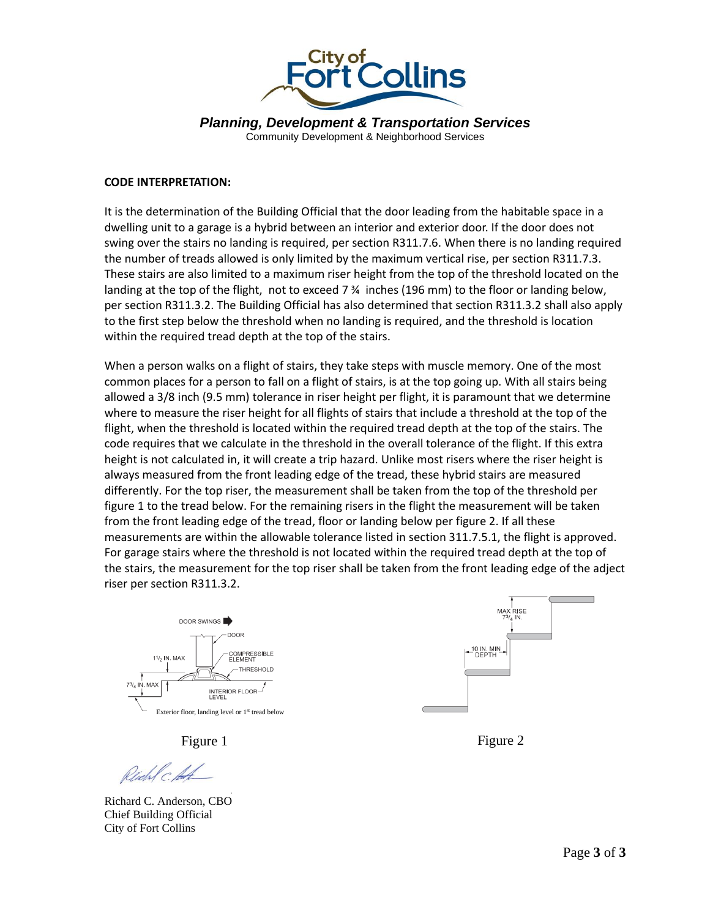City of Fort Collins

***Planning, Development & Transportation Services***
Community Development & Neighborhood Services

**CODE INTERPRETATION:**

It is the determination of the Building Official that the door leading from the habitable space in a dwelling unit to a garage is a hybrid between an interior and exterior door. If the door does not swing over the stairs no landing is required, per section R311.7.6. When there is no landing required the number of treads allowed is only limited by the maximum vertical rise, per section R311.7.3. These stairs are also limited to a maximum riser height from the top of the threshold located on the landing at the top of the flight, not to exceed 7 ¾ inches (196 mm) to the floor or landing below, per section R311.3.2. The Building Official has also determined that section R311.3.2 shall also apply to the first step below the threshold when no landing is required, and the threshold is location within the required tread depth at the top of the stairs.

When a person walks on a flight of stairs, they take steps with muscle memory. One of the most common places for a person to fall on a flight of stairs, is at the top going up. With all stairs being allowed a 3/8 inch (9.5 mm) tolerance in riser height per flight, it is paramount that we determine where to measure the riser height for all flights of stairs that include a threshold at the top of the flight, when the threshold is located within the required tread depth at the top of the stairs. The code requires that we calculate in the threshold in the overall tolerance of the flight. If this extra height is not calculated in, it will create a trip hazard. Unlike most risers where the riser height is always measured from the front leading edge of the tread, these hybrid stairs are measured differently. For the top riser, the measurement shall be taken from the top of the threshold per figure 1 to the tread below. For the remaining risers in the flight the measurement will be taken from the front leading edge of the tread, floor or landing below per figure 2. If all these measurements are within the allowable tolerance listed in section 311.7.5.1, the flight is approved. For garage stairs where the threshold is not located within the required tread depth at the top of the stairs, the measurement for the top riser shall be taken from the front leading edge of the adject riser per section R311.3.2.

DOOR SWINGS
DOOR
1½ IN. MAX
COMPRESSIBLE ELEMENT
THRESHOLD
7¾ IN. MAX
INTERIOR FLOOR LEVEL
Exterior floor, landing level or 1st tread below

Figure 1

MAX RISE 7¾ IN.
10 IN. MIN DEPTH

Figure 2

Richard C. Anderson, CBO
Chief Building Official
City of Fort Collins